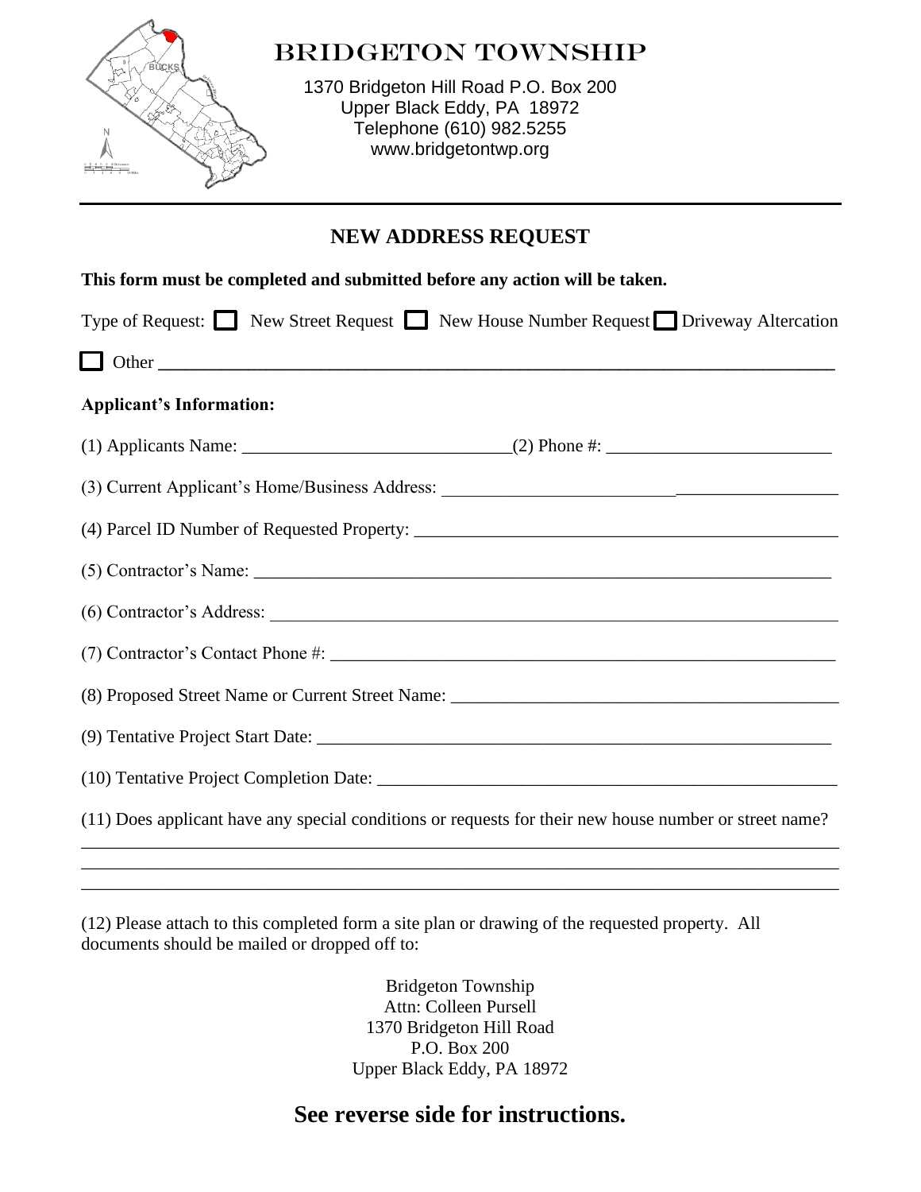# BRIDGETON TOWNSHIP

1370 Bridgeton Hill Road P.O. Box 200
Upper Black Eddy, PA 18972
Telephone (610) 982.5255
www.bridgetontwp.org

## NEW ADDRESS REQUEST

**This form must be completed and submitted before any action will be taken.**

Type of Request: ☐ New Street Request ☐ New House Number Request ☐ Driveway Altercation

☐ Other ______________________________________________________________

**Applicant's Information:**

(1) Applicants Name: ____________________________(2) Phone #: ________________________

(3) Current Applicant's Home/Business Address: ____________________________________________

(4) Parcel ID Number of Requested Property: ______________________________________________

(5) Contractor's Name: ______________________________________________________________

(6) Contractor's Address: _____________________________________________________________

(7) Contractor's Contact Phone #: _______________________________________________________

(8) Proposed Street Name or Current Street Name: __________________________________________

(9) Tentative Project Start Date: _______________________________________________________

(10) Tentative Project Completion Date: _________________________________________________

(11) Does applicant have any special conditions or requests for their new house number or street name?
______________________________________________________________________________
______________________________________________________________________________
______________________________________________________________________________

(12) Please attach to this completed form a site plan or drawing of the requested property. All documents should be mailed or dropped off to:

Bridgeton Township
Attn: Colleen Pursell
1370 Bridgeton Hill Road
P.O. Box 200
Upper Black Eddy, PA 18972

## See reverse side for instructions.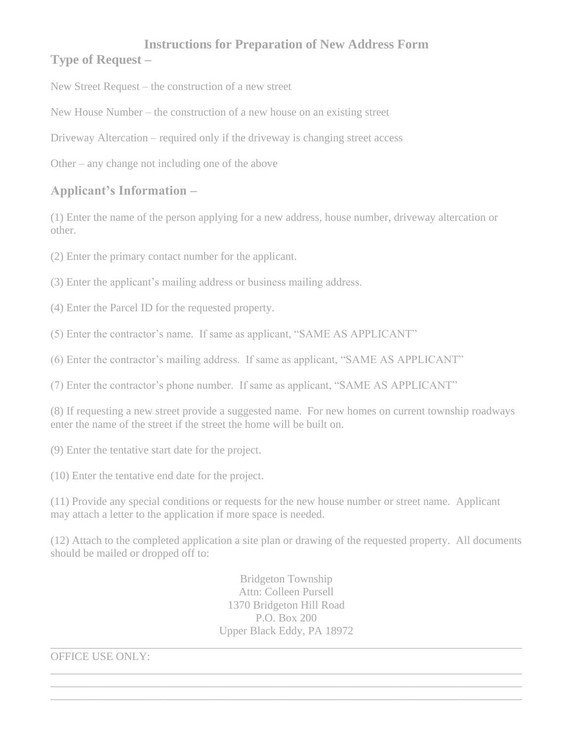# Instructions for Preparation of New Address Form

## Type of Request –

New Street Request – the construction of a new street

New House Number – the construction of a new house on an existing street

Driveway Altercation – required only if the driveway is changing street access

Other – any change not including one of the above

## Applicant's Information –

(1) Enter the name of the person applying for a new address, house number, driveway altercation or other.

(2) Enter the primary contact number for the applicant.

(3) Enter the applicant's mailing address or business mailing address.

(4) Enter the Parcel ID for the requested property.

(5) Enter the contractor's name. If same as applicant, "SAME AS APPLICANT"

(6) Enter the contractor's mailing address. If same as applicant, "SAME AS APPLICANT"

(7) Enter the contractor's phone number. If same as applicant, "SAME AS APPLICANT"

(8) If requesting a new street provide a suggested name. For new homes on current township roadways enter the name of the street if the street the home will be built on.

(9) Enter the tentative start date for the project.

(10) Enter the tentative end date for the project.

(11) Provide any special conditions or requests for the new house number or street name. Applicant may attach a letter to the application if more space is needed.

(12) Attach to the completed application a site plan or drawing of the requested property. All documents should be mailed or dropped off to:

Bridgeton Township
Attn: Colleen Pursell
1370 Bridgeton Hill Road
P.O. Box 200
Upper Black Eddy, PA 18972

---

OFFICE USE ONLY:

---

---

---